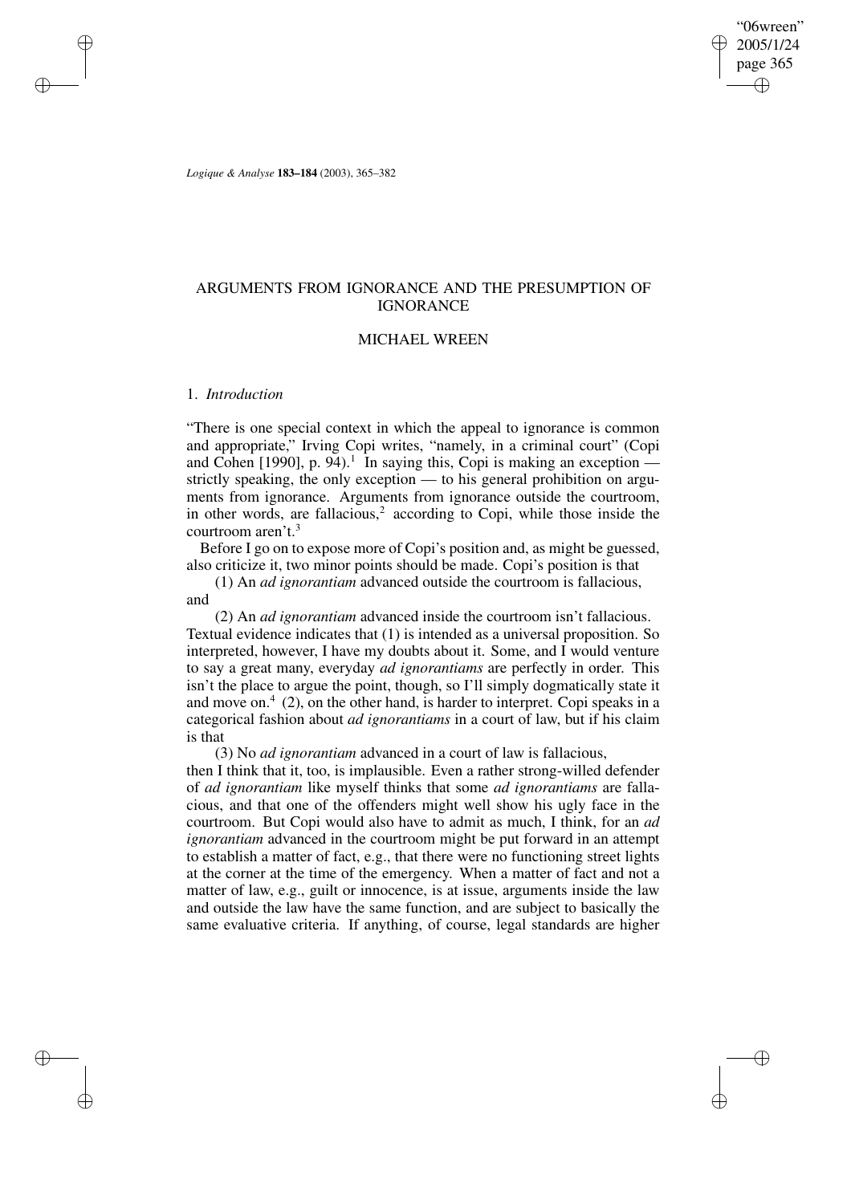# ARGUMENTS FROM IGNORANCE AND THE PRESUMPTION OF IGNORANCE

## MICHAEL WREEN

### 1. *Introduction*

"There is one special context in which the appeal to ignorance is common and appropriate," Irving Copi writes, "namely, in a criminal court" (Copi and Cohen [1990], p. 94).[1] In saying this, Copi is making an exception — strictly speaking, the only exception — to his general prohibition on arguments from ignorance. Arguments from ignorance outside the courtroom, in other words, are fallacious,[2] according to Copi, while those inside the courtroom aren't.[3]

Before I go on to expose more of Copi's position and, as might be guessed, also criticize it, two minor points should be made. Copi's position is that

(1) An *ad ignorantiam* advanced outside the courtroom is fallacious, and

(2) An *ad ignorantiam* advanced inside the courtroom isn't fallacious.

Textual evidence indicates that (1) is intended as a universal proposition. So interpreted, however, I have my doubts about it. Some, and I would venture to say a great many, everyday *ad ignorantiams* are perfectly in order. This isn't the place to argue the point, though, so I'll simply dogmatically state it and move on.[4] (2), on the other hand, is harder to interpret. Copi speaks in a categorical fashion about *ad ignorantiams* in a court of law, but if his claim is that

(3) No *ad ignorantiam* advanced in a court of law is fallacious,

then I think that it, too, is implausible. Even a rather strong-willed defender of *ad ignorantiam* like myself thinks that some *ad ignorantiams* are fallacious, and that one of the offenders might well show his ugly face in the courtroom. But Copi would also have to admit as much, I think, for an *ad ignorantiam* advanced in the courtroom might be put forward in an attempt to establish a matter of fact, e.g., that there were no functioning street lights at the corner at the time of the emergency. When a matter of fact and not a matter of law, e.g., guilt or innocence, is at issue, arguments inside the law and outside the law have the same function, and are subject to basically the same evaluative criteria. If anything, of course, legal standards are higher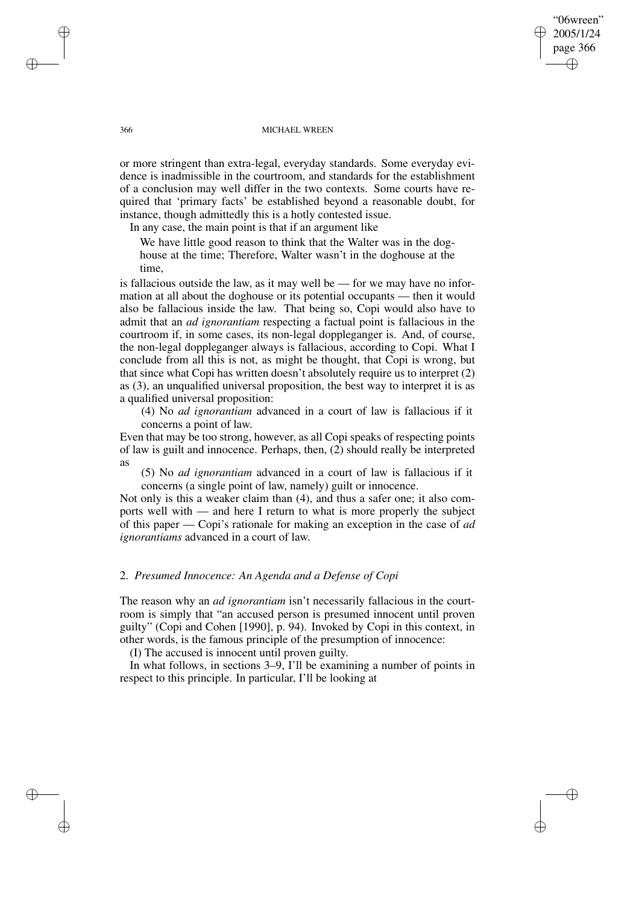or more stringent than extra-legal, everyday standards. Some everyday evidence is inadmissible in the courtroom, and standards for the establishment of a conclusion may well differ in the two contexts. Some courts have required that 'primary facts' be established beyond a reasonable doubt, for instance, though admittedly this is a hotly contested issue.

In any case, the main point is that if an argument like

> We have little good reason to think that the Walter was in the doghouse at the time; Therefore, Walter wasn't in the doghouse at the time,

is fallacious outside the law, as it may well be — for we may have no information at all about the doghouse or its potential occupants — then it would also be fallacious inside the law. That being so, Copi would also have to admit that an *ad ignorantiam* respecting a factual point is fallacious in the courtroom if, in some cases, its non-legal doppleganger is. And, of course, the non-legal doppleganger always is fallacious, according to Copi. What I conclude from all this is not, as might be thought, that Copi is wrong, but that since what Copi has written doesn't absolutely require us to interpret (2) as (3), an unqualified universal proposition, the best way to interpret it is as a qualified universal proposition:

> (4) No *ad ignorantiam* advanced in a court of law is fallacious if it concerns a point of law.

Even that may be too strong, however, as all Copi speaks of respecting points of law is guilt and innocence. Perhaps, then, (2) should really be interpreted as

> (5) No *ad ignorantiam* advanced in a court of law is fallacious if it concerns (a single point of law, namely) guilt or innocence.

Not only is this a weaker claim than (4), and thus a safer one; it also comports well with — and here I return to what is more properly the subject of this paper — Copi's rationale for making an exception in the case of *ad ignorantiams* advanced in a court of law.

## 2. *Presumed Innocence: An Agenda and a Defense of Copi*

The reason why an *ad ignorantiam* isn't necessarily fallacious in the courtroom is simply that "an accused person is presumed innocent until proven guilty" (Copi and Cohen [1990], p. 94). Invoked by Copi in this context, in other words, is the famous principle of the presumption of innocence:

(I) The accused is innocent until proven guilty.

In what follows, in sections 3–9, I'll be examining a number of points in respect to this principle. In particular, I'll be looking at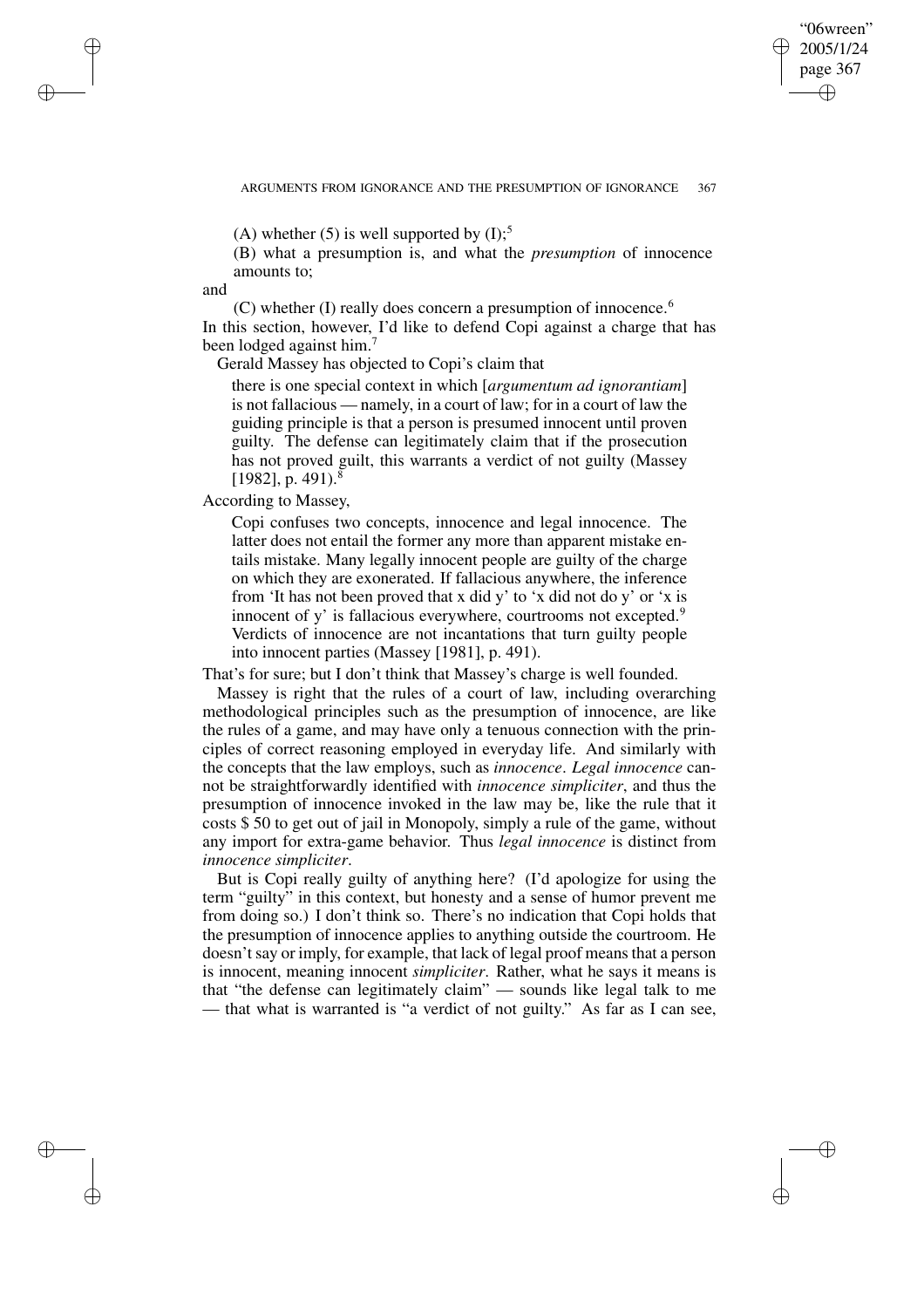(A) whether (5) is well supported by (I);[5]

(B) what a presumption is, and what the *presumption* of innocence amounts to;

and

(C) whether (I) really does concern a presumption of innocence.[6]

In this section, however, I'd like to defend Copi against a charge that has been lodged against him.[7]

Gerald Massey has objected to Copi's claim that

> there is one special context in which [*argumentum ad ignorantiam*] is not fallacious — namely, in a court of law; for in a court of law the guiding principle is that a person is presumed innocent until proven guilty. The defense can legitimately claim that if the prosecution has not proved guilt, this warrants a verdict of not guilty (Massey [1982], p. 491).[8]

According to Massey,

> Copi confuses two concepts, innocence and legal innocence. The latter does not entail the former any more than apparent mistake entails mistake. Many legally innocent people are guilty of the charge on which they are exonerated. If fallacious anywhere, the inference from 'It has not been proved that x did y' to 'x did not do y' or 'x is innocent of y' is fallacious everywhere, courtrooms not excepted.[9] Verdicts of innocence are not incantations that turn guilty people into innocent parties (Massey [1981], p. 491).

That's for sure; but I don't think that Massey's charge is well founded.

Massey is right that the rules of a court of law, including overarching methodological principles such as the presumption of innocence, are like the rules of a game, and may have only a tenuous connection with the principles of correct reasoning employed in everyday life. And similarly with the concepts that the law employs, such as *innocence*. *Legal innocence* cannot be straightforwardly identified with *innocence simpliciter*, and thus the presumption of innocence invoked in the law may be, like the rule that it costs $ 50 to get out of jail in Monopoly, simply a rule of the game, without any import for extra-game behavior. Thus *legal innocence* is distinct from *innocence simpliciter*.

But is Copi really guilty of anything here? (I'd apologize for using the term "guilty" in this context, but honesty and a sense of humor prevent me from doing so.) I don't think so. There's no indication that Copi holds that the presumption of innocence applies to anything outside the courtroom. He doesn't say or imply, for example, that lack of legal proof means that a person is innocent, meaning innocent *simpliciter*. Rather, what he says it means is that "the defense can legitimately claim" — sounds like legal talk to me — that what is warranted is "a verdict of not guilty." As far as I can see,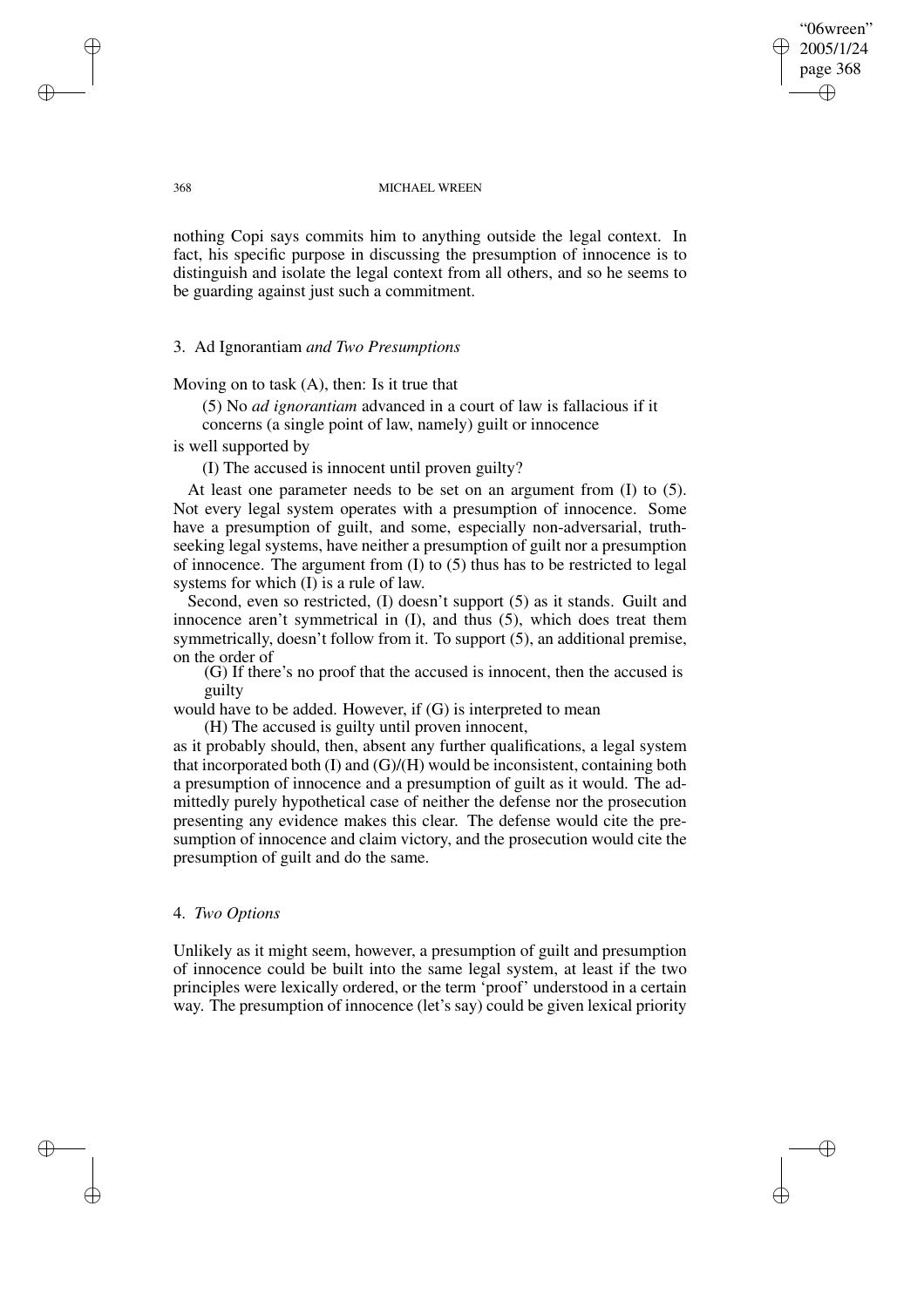nothing Copi says commits him to anything outside the legal context. In fact, his specific purpose in discussing the presumption of innocence is to distinguish and isolate the legal context from all others, and so he seems to be guarding against just such a commitment.

## 3. Ad Ignorantiam *and Two Presumptions*

Moving on to task (A), then: Is it true that

> (5) No *ad ignorantiam* advanced in a court of law is fallacious if it concerns (a single point of law, namely) guilt or innocence

is well supported by

> (I) The accused is innocent until proven guilty?

At least one parameter needs to be set on an argument from (I) to (5). Not every legal system operates with a presumption of innocence. Some have a presumption of guilt, and some, especially non-adversarial, truth-seeking legal systems, have neither a presumption of guilt nor a presumption of innocence. The argument from (I) to (5) thus has to be restricted to legal systems for which (I) is a rule of law.

Second, even so restricted, (I) doesn't support (5) as it stands. Guilt and innocence aren't symmetrical in (I), and thus (5), which does treat them symmetrically, doesn't follow from it. To support (5), an additional premise, on the order of

> (G) If there's no proof that the accused is innocent, then the accused is guilty

would have to be added. However, if (G) is interpreted to mean

> (H) The accused is guilty until proven innocent,

as it probably should, then, absent any further qualifications, a legal system that incorporated both (I) and (G)/(H) would be inconsistent, containing both a presumption of innocence and a presumption of guilt as it would. The admittedly purely hypothetical case of neither the defense nor the prosecution presenting any evidence makes this clear. The defense would cite the presumption of innocence and claim victory, and the prosecution would cite the presumption of guilt and do the same.

## 4. *Two Options*

Unlikely as it might seem, however, a presumption of guilt and presumption of innocence could be built into the same legal system, at least if the two principles were lexically ordered, or the term 'proof' understood in a certain way. The presumption of innocence (let's say) could be given lexical priority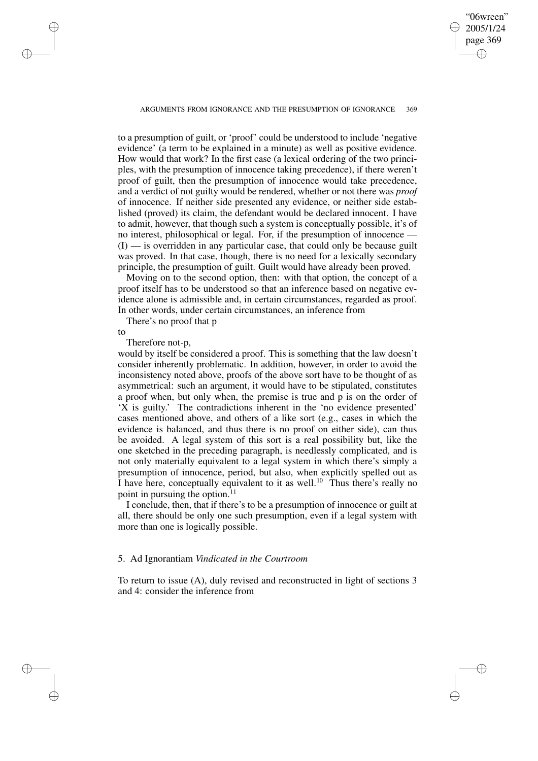to a presumption of guilt, or 'proof' could be understood to include 'negative evidence' (a term to be explained in a minute) as well as positive evidence. How would that work? In the first case (a lexical ordering of the two principles, with the presumption of innocence taking precedence), if there weren't proof of guilt, then the presumption of innocence would take precedence, and a verdict of not guilty would be rendered, whether or not there was *proof* of innocence. If neither side presented any evidence, or neither side established (proved) its claim, the defendant would be declared innocent. I have to admit, however, that though such a system is conceptually possible, it's of no interest, philosophical or legal. For, if the presumption of innocence — (I) — is overridden in any particular case, that could only be because guilt was proved. In that case, though, there is no need for a lexically secondary principle, the presumption of guilt. Guilt would have already been proved.

Moving on to the second option, then: with that option, the concept of a proof itself has to be understood so that an inference based on negative evidence alone is admissible and, in certain circumstances, regarded as proof. In other words, under certain circumstances, an inference from

There's no proof that p

to

Therefore not-p,

would by itself be considered a proof. This is something that the law doesn't consider inherently problematic. In addition, however, in order to avoid the inconsistency noted above, proofs of the above sort have to be thought of as asymmetrical: such an argument, it would have to be stipulated, constitutes a proof when, but only when, the premise is true and p is on the order of 'X is guilty.' The contradictions inherent in the 'no evidence presented' cases mentioned above, and others of a like sort (e.g., cases in which the evidence is balanced, and thus there is no proof on either side), can thus be avoided. A legal system of this sort is a real possibility but, like the one sketched in the preceding paragraph, is needlessly complicated, and is not only materially equivalent to a legal system in which there's simply a presumption of innocence, period, but also, when explicitly spelled out as I have here, conceptually equivalent to it as well.[10] Thus there's really no point in pursuing the option.[11]

I conclude, then, that if there's to be a presumption of innocence or guilt at all, there should be only one such presumption, even if a legal system with more than one is logically possible.

## 5. Ad Ignorantiam *Vindicated in the Courtroom*

To return to issue (A), duly revised and reconstructed in light of sections 3 and 4: consider the inference from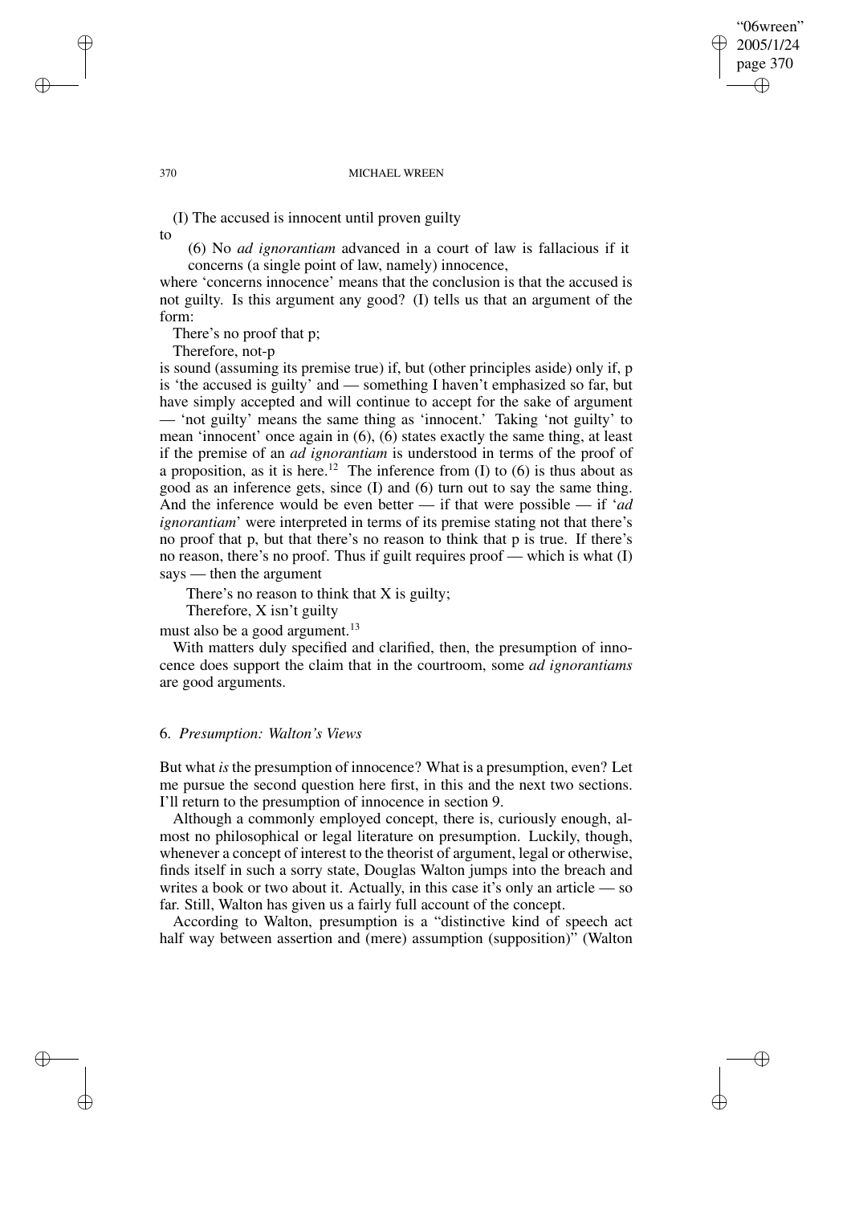(I) The accused is innocent until proven guilty

to

> (6) No *ad ignorantiam* advanced in a court of law is fallacious if it concerns (a single point of law, namely) innocence,

where 'concerns innocence' means that the conclusion is that the accused is not guilty. Is this argument any good? (I) tells us that an argument of the form:

There's no proof that p;
Therefore, not-p

is sound (assuming its premise true) if, but (other principles aside) only if, p is 'the accused is guilty' and — something I haven't emphasized so far, but have simply accepted and will continue to accept for the sake of argument — 'not guilty' means the same thing as 'innocent.' Taking 'not guilty' to mean 'innocent' once again in (6), (6) states exactly the same thing, at least if the premise of an *ad ignorantiam* is understood in terms of the proof of a proposition, as it is here.[12] The inference from (I) to (6) is thus about as good as an inference gets, since (I) and (6) turn out to say the same thing. And the inference would be even better — if that were possible — if '*ad ignorantiam*' were interpreted in terms of its premise stating not that there's no proof that p, but that there's no reason to think that p is true. If there's no reason, there's no proof. Thus if guilt requires proof — which is what (I) says — then the argument

> There's no reason to think that X is guilty;
> Therefore, X isn't guilty

must also be a good argument.[13]

With matters duly specified and clarified, then, the presumption of innocence does support the claim that in the courtroom, some *ad ignorantiams* are good arguments.

## 6. *Presumption: Walton's Views*

But what *is* the presumption of innocence? What is a presumption, even? Let me pursue the second question here first, in this and the next two sections. I'll return to the presumption of innocence in section 9.

Although a commonly employed concept, there is, curiously enough, almost no philosophical or legal literature on presumption. Luckily, though, whenever a concept of interest to the theorist of argument, legal or otherwise, finds itself in such a sorry state, Douglas Walton jumps into the breach and writes a book or two about it. Actually, in this case it's only an article — so far. Still, Walton has given us a fairly full account of the concept.

According to Walton, presumption is a "distinctive kind of speech act half way between assertion and (mere) assumption (supposition)" (Walton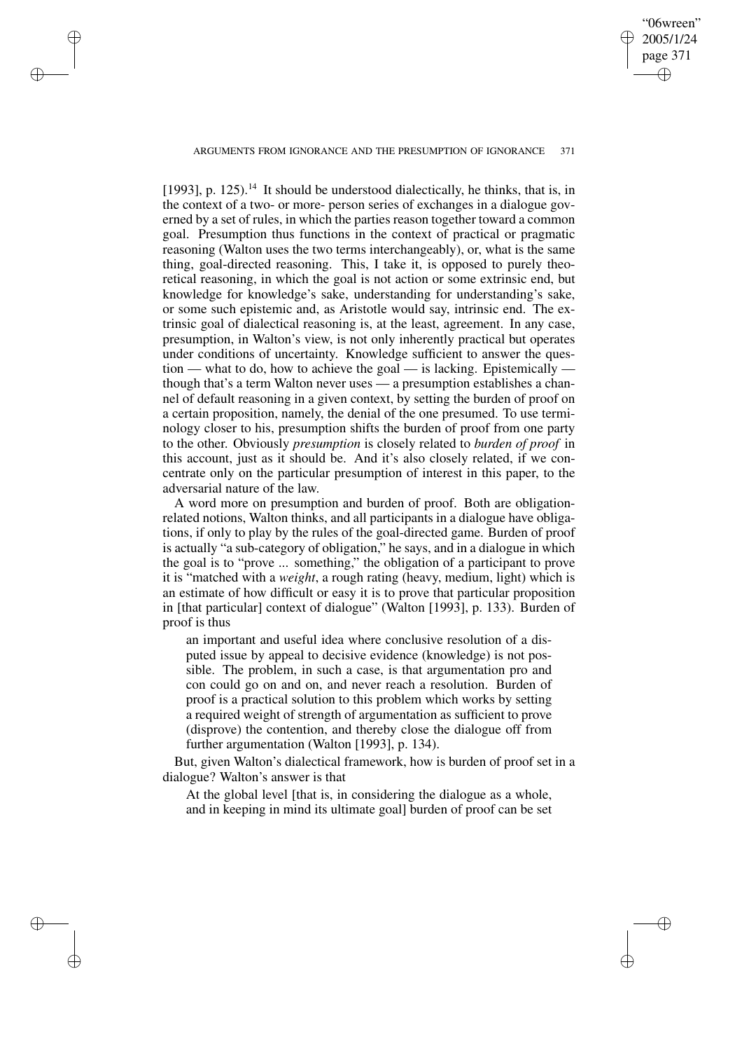[1993], p. 125).[14] It should be understood dialectically, he thinks, that is, in the context of a two- or more- person series of exchanges in a dialogue governed by a set of rules, in which the parties reason together toward a common goal. Presumption thus functions in the context of practical or pragmatic reasoning (Walton uses the two terms interchangeably), or, what is the same thing, goal-directed reasoning. This, I take it, is opposed to purely theoretical reasoning, in which the goal is not action or some extrinsic end, but knowledge for knowledge's sake, understanding for understanding's sake, or some such epistemic and, as Aristotle would say, intrinsic end. The extrinsic goal of dialectical reasoning is, at the least, agreement. In any case, presumption, in Walton's view, is not only inherently practical but operates under conditions of uncertainty. Knowledge sufficient to answer the question — what to do, how to achieve the goal — is lacking. Epistemically — though that's a term Walton never uses — a presumption establishes a channel of default reasoning in a given context, by setting the burden of proof on a certain proposition, namely, the denial of the one presumed. To use terminology closer to his, presumption shifts the burden of proof from one party to the other. Obviously *presumption* is closely related to *burden of proof* in this account, just as it should be. And it's also closely related, if we concentrate only on the particular presumption of interest in this paper, to the adversarial nature of the law.

A word more on presumption and burden of proof. Both are obligation-related notions, Walton thinks, and all participants in a dialogue have obligations, if only to play by the rules of the goal-directed game. Burden of proof is actually "a sub-category of obligation," he says, and in a dialogue in which the goal is to "prove ... something," the obligation of a participant to prove it is "matched with a *weight*, a rough rating (heavy, medium, light) which is an estimate of how difficult or easy it is to prove that particular proposition in [that particular] context of dialogue" (Walton [1993], p. 133). Burden of proof is thus

> an important and useful idea where conclusive resolution of a disputed issue by appeal to decisive evidence (knowledge) is not possible. The problem, in such a case, is that argumentation pro and con could go on and on, and never reach a resolution. Burden of proof is a practical solution to this problem which works by setting a required weight of strength of argumentation as sufficient to prove (disprove) the contention, and thereby close the dialogue off from further argumentation (Walton [1993], p. 134).

But, given Walton's dialectical framework, how is burden of proof set in a dialogue? Walton's answer is that

> At the global level [that is, in considering the dialogue as a whole, and in keeping in mind its ultimate goal] burden of proof can be set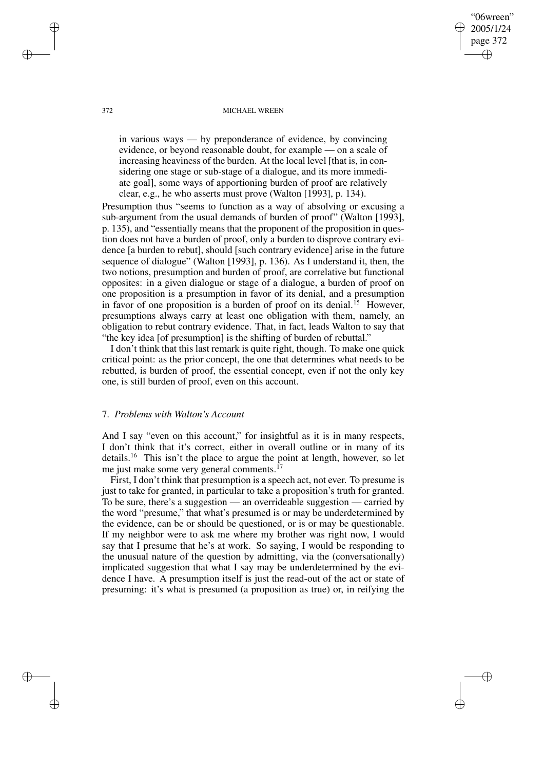in various ways — by preponderance of evidence, by convincing evidence, or beyond reasonable doubt, for example — on a scale of increasing heaviness of the burden. At the local level [that is, in considering one stage or sub-stage of a dialogue, and its more immediate goal], some ways of apportioning burden of proof are relatively clear, e.g., he who asserts must prove (Walton [1993], p. 134).

Presumption thus "seems to function as a way of absolving or excusing a sub-argument from the usual demands of burden of proof" (Walton [1993], p. 135), and "essentially means that the proponent of the proposition in question does not have a burden of proof, only a burden to disprove contrary evidence [a burden to rebut], should [such contrary evidence] arise in the future sequence of dialogue" (Walton [1993], p. 136). As I understand it, then, the two notions, presumption and burden of proof, are correlative but functional opposites: in a given dialogue or stage of a dialogue, a burden of proof on one proposition is a presumption in favor of its denial, and a presumption in favor of one proposition is a burden of proof on its denial.[15] However, presumptions always carry at least one obligation with them, namely, an obligation to rebut contrary evidence. That, in fact, leads Walton to say that "the key idea [of presumption] is the shifting of burden of rebuttal."

I don't think that this last remark is quite right, though. To make one quick critical point: as the prior concept, the one that determines what needs to be rebutted, is burden of proof, the essential concept, even if not the only key one, is still burden of proof, even on this account.

## 7. *Problems with Walton's Account*

And I say "even on this account," for insightful as it is in many respects, I don't think that it's correct, either in overall outline or in many of its details.[16] This isn't the place to argue the point at length, however, so let me just make some very general comments.[17]

First, I don't think that presumption is a speech act, not ever. To presume is just to take for granted, in particular to take a proposition's truth for granted. To be sure, there's a suggestion — an overrideable suggestion — carried by the word "presume," that what's presumed is or may be underdetermined by the evidence, can be or should be questioned, or is or may be questionable. If my neighbor were to ask me where my brother was right now, I would say that I presume that he's at work. So saying, I would be responding to the unusual nature of the question by admitting, via the (conversationally) implicated suggestion that what I say may be underdetermined by the evidence I have. A presumption itself is just the read-out of the act or state of presuming: it's what is presumed (a proposition as true) or, in reifying the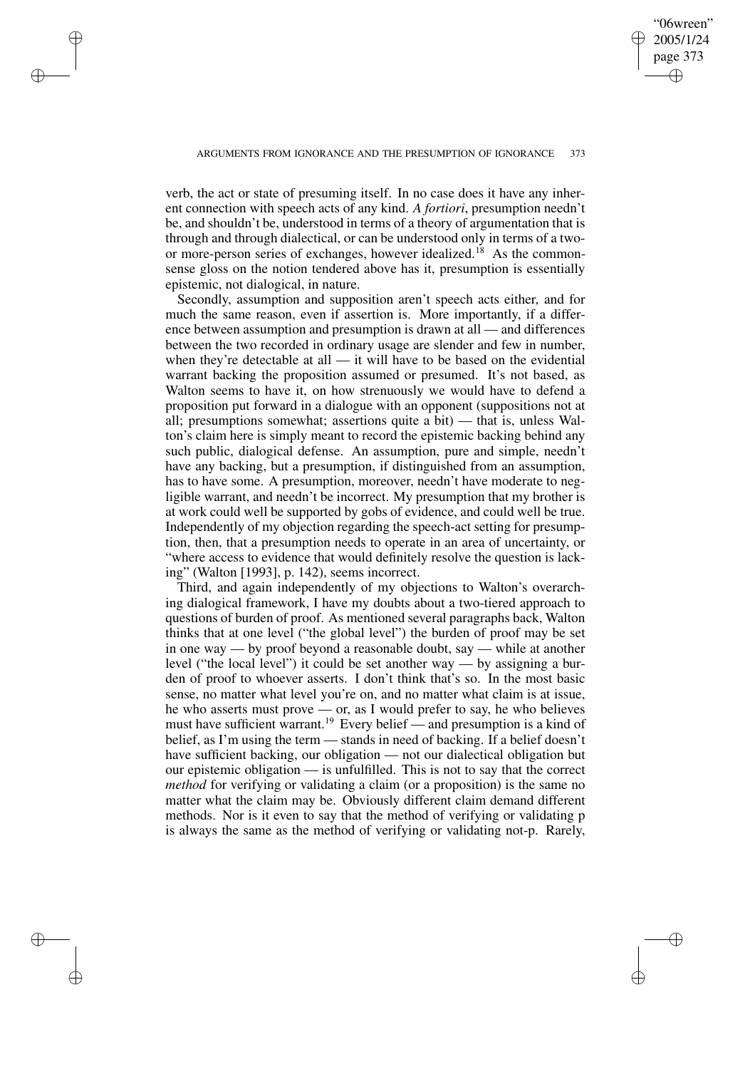verb, the act or state of presuming itself. In no case does it have any inherent connection with speech acts of any kind. *A fortiori*, presumption needn't be, and shouldn't be, understood in terms of a theory of argumentation that is through and through dialectical, or can be understood only in terms of a two- or more-person series of exchanges, however idealized.[18] As the commonsense gloss on the notion tendered above has it, presumption is essentially epistemic, not dialogical, in nature.

Secondly, assumption and supposition aren't speech acts either, and for much the same reason, even if assertion is. More importantly, if a difference between assumption and presumption is drawn at all — and differences between the two recorded in ordinary usage are slender and few in number, when they're detectable at all — it will have to be based on the evidential warrant backing the proposition assumed or presumed. It's not based, as Walton seems to have it, on how strenuously we would have to defend a proposition put forward in a dialogue with an opponent (suppositions not at all; presumptions somewhat; assertions quite a bit) — that is, unless Walton's claim here is simply meant to record the epistemic backing behind any such public, dialogical defense. An assumption, pure and simple, needn't have any backing, but a presumption, if distinguished from an assumption, has to have some. A presumption, moreover, needn't have moderate to negligible warrant, and needn't be incorrect. My presumption that my brother is at work could well be supported by gobs of evidence, and could well be true. Independently of my objection regarding the speech-act setting for presumption, then, that a presumption needs to operate in an area of uncertainty, or "where access to evidence that would definitely resolve the question is lacking" (Walton [1993], p. 142), seems incorrect.

Third, and again independently of my objections to Walton's overarching dialogical framework, I have my doubts about a two-tiered approach to questions of burden of proof. As mentioned several paragraphs back, Walton thinks that at one level ("the global level") the burden of proof may be set in one way — by proof beyond a reasonable doubt, say — while at another level ("the local level") it could be set another way — by assigning a burden of proof to whoever asserts. I don't think that's so. In the most basic sense, no matter what level you're on, and no matter what claim is at issue, he who asserts must prove — or, as I would prefer to say, he who believes must have sufficient warrant.[19] Every belief — and presumption is a kind of belief, as I'm using the term — stands in need of backing. If a belief doesn't have sufficient backing, our obligation — not our dialectical obligation but our epistemic obligation — is unfulfilled. This is not to say that the correct *method* for verifying or validating a claim (or a proposition) is the same no matter what the claim may be. Obviously different claim demand different methods. Nor is it even to say that the method of verifying or validating p is always the same as the method of verifying or validating not-p. Rarely,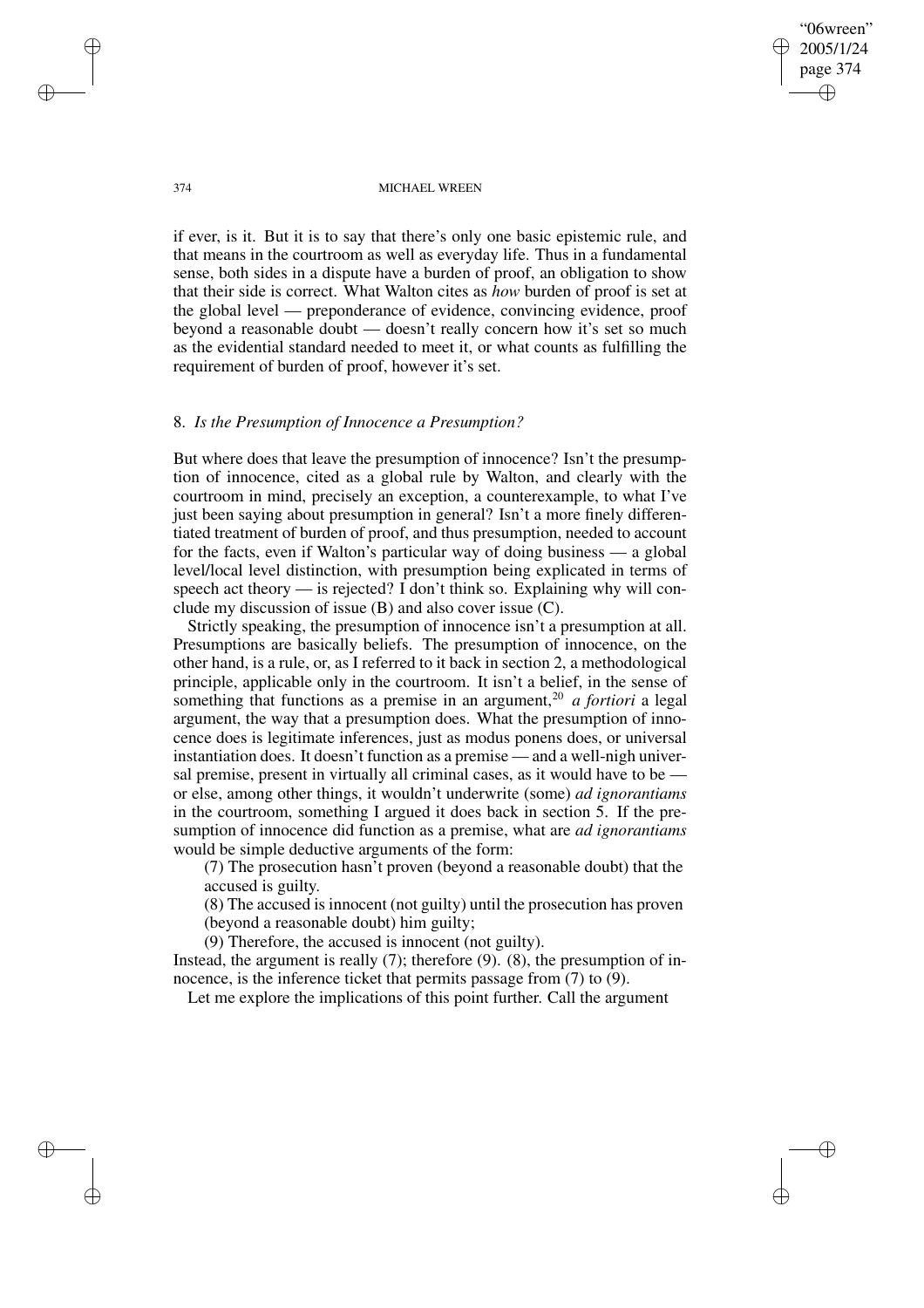if ever, is it. But it is to say that there's only one basic epistemic rule, and that means in the courtroom as well as everyday life. Thus in a fundamental sense, both sides in a dispute have a burden of proof, an obligation to show that their side is correct. What Walton cites as *how* burden of proof is set at the global level — preponderance of evidence, convincing evidence, proof beyond a reasonable doubt — doesn't really concern how it's set so much as the evidential standard needed to meet it, or what counts as fulfilling the requirement of burden of proof, however it's set.

## 8. *Is the Presumption of Innocence a Presumption?*

But where does that leave the presumption of innocence? Isn't the presumption of innocence, cited as a global rule by Walton, and clearly with the courtroom in mind, precisely an exception, a counterexample, to what I've just been saying about presumption in general? Isn't a more finely differentiated treatment of burden of proof, and thus presumption, needed to account for the facts, even if Walton's particular way of doing business — a global level/local level distinction, with presumption being explicated in terms of speech act theory — is rejected? I don't think so. Explaining why will conclude my discussion of issue (B) and also cover issue (C).

Strictly speaking, the presumption of innocence isn't a presumption at all. Presumptions are basically beliefs. The presumption of innocence, on the other hand, is a rule, or, as I referred to it back in section 2, a methodological principle, applicable only in the courtroom. It isn't a belief, in the sense of something that functions as a premise in an argument,[20] *a fortiori* a legal argument, the way that a presumption does. What the presumption of innocence does is legitimate inferences, just as modus ponens does, or universal instantiation does. It doesn't function as a premise — and a well-nigh universal premise, present in virtually all criminal cases, as it would have to be — or else, among other things, it wouldn't underwrite (some) *ad ignorantiams* in the courtroom, something I argued it does back in section 5. If the presumption of innocence did function as a premise, what are *ad ignorantiams* would be simple deductive arguments of the form:

(7) The prosecution hasn't proven (beyond a reasonable doubt) that the accused is guilty.

(8) The accused is innocent (not guilty) until the prosecution has proven (beyond a reasonable doubt) him guilty;

(9) Therefore, the accused is innocent (not guilty).

Instead, the argument is really (7); therefore (9). (8), the presumption of innocence, is the inference ticket that permits passage from (7) to (9).

Let me explore the implications of this point further. Call the argument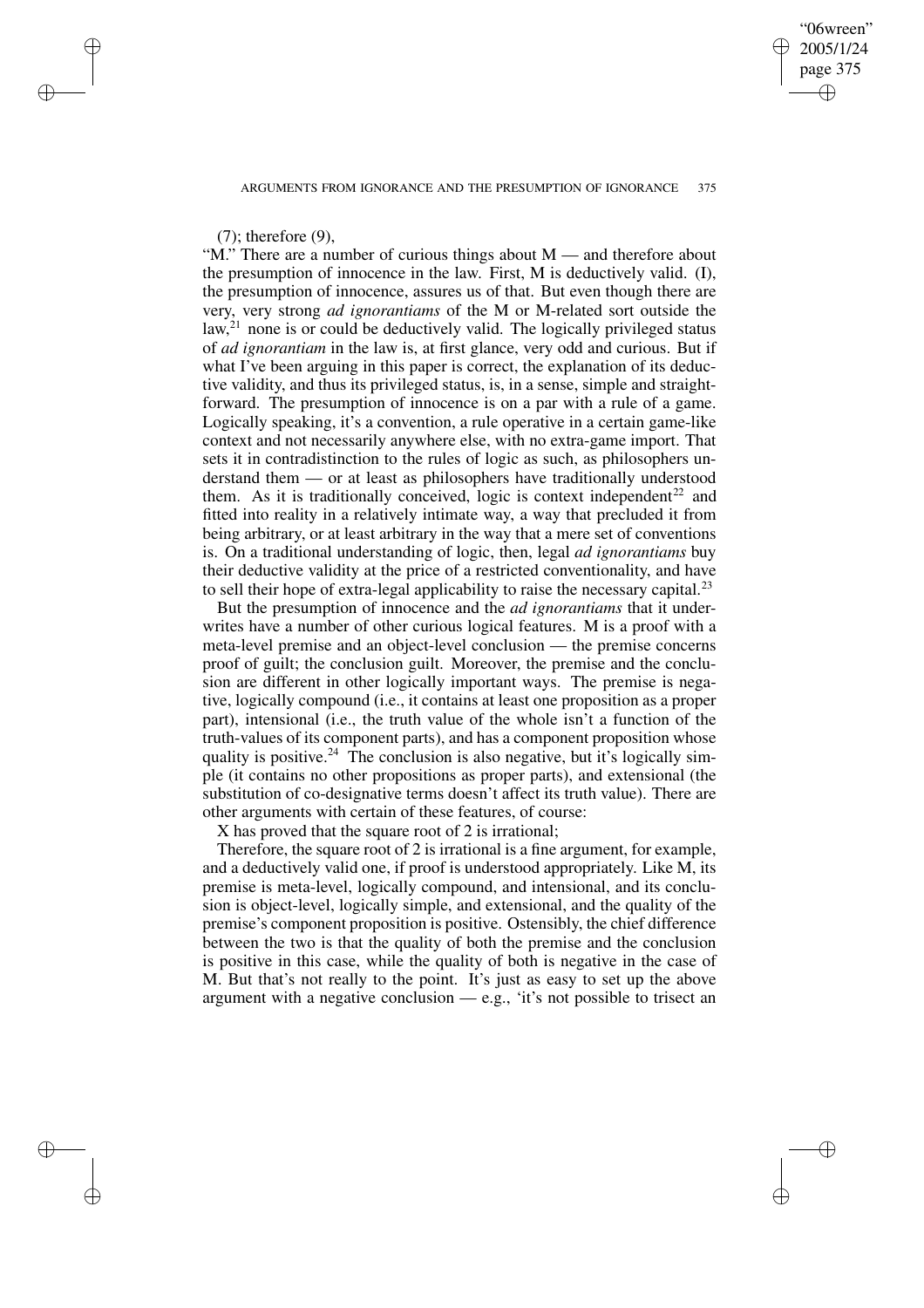(7); therefore (9),

"M." There are a number of curious things about M — and therefore about the presumption of innocence in the law. First, M is deductively valid. (I), the presumption of innocence, assures us of that. But even though there are very, very strong *ad ignorantiams* of the M or M-related sort outside the law,[21] none is or could be deductively valid. The logically privileged status of *ad ignorantiam* in the law is, at first glance, very odd and curious. But if what I've been arguing in this paper is correct, the explanation of its deductive validity, and thus its privileged status, is, in a sense, simple and straightforward. The presumption of innocence is on a par with a rule of a game. Logically speaking, it's a convention, a rule operative in a certain game-like context and not necessarily anywhere else, with no extra-game import. That sets it in contradistinction to the rules of logic as such, as philosophers understand them — or at least as philosophers have traditionally understood them. As it is traditionally conceived, logic is context independent[22] and fitted into reality in a relatively intimate way, a way that precluded it from being arbitrary, or at least arbitrary in the way that a mere set of conventions is. On a traditional understanding of logic, then, legal *ad ignorantiams* buy their deductive validity at the price of a restricted conventionality, and have to sell their hope of extra-legal applicability to raise the necessary capital.[23]

But the presumption of innocence and the *ad ignorantiams* that it underwrites have a number of other curious logical features. M is a proof with a meta-level premise and an object-level conclusion — the premise concerns proof of guilt; the conclusion guilt. Moreover, the premise and the conclusion are different in other logically important ways. The premise is negative, logically compound (i.e., it contains at least one proposition as a proper part), intensional (i.e., the truth value of the whole isn't a function of the truth-values of its component parts), and has a component proposition whose quality is positive.[24] The conclusion is also negative, but it's logically simple (it contains no other propositions as proper parts), and extensional (the substitution of co-designative terms doesn't affect its truth value). There are other arguments with certain of these features, of course:

X has proved that the square root of 2 is irrational;

Therefore, the square root of 2 is irrational is a fine argument, for example, and a deductively valid one, if proof is understood appropriately. Like M, its premise is meta-level, logically compound, and intensional, and its conclusion is object-level, logically simple, and extensional, and the quality of the premise's component proposition is positive. Ostensibly, the chief difference between the two is that the quality of both the premise and the conclusion is positive in this case, while the quality of both is negative in the case of M. But that's not really to the point. It's just as easy to set up the above argument with a negative conclusion — e.g., 'it's not possible to trisect an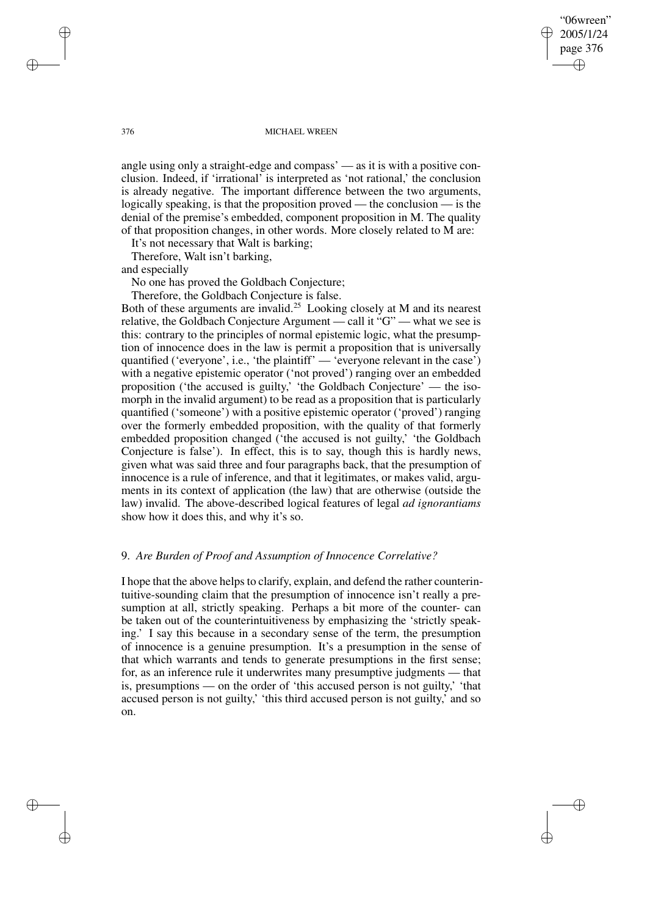angle using only a straight-edge and compass' — as it is with a positive conclusion. Indeed, if 'irrational' is interpreted as 'not rational,' the conclusion is already negative. The important difference between the two arguments, logically speaking, is that the proposition proved — the conclusion — is the denial of the premise's embedded, component proposition in M. The quality of that proposition changes, in other words. More closely related to M are:

It's not necessary that Walt is barking;

Therefore, Walt isn't barking,

and especially

No one has proved the Goldbach Conjecture;

Therefore, the Goldbach Conjecture is false.

Both of these arguments are invalid.[25] Looking closely at M and its nearest relative, the Goldbach Conjecture Argument — call it "G" — what we see is this: contrary to the principles of normal epistemic logic, what the presumption of innocence does in the law is permit a proposition that is universally quantified ('everyone', i.e., 'the plaintiff' — 'everyone relevant in the case') with a negative epistemic operator ('not proved') ranging over an embedded proposition ('the accused is guilty,' 'the Goldbach Conjecture' — the isomorph in the invalid argument) to be read as a proposition that is particularly quantified ('someone') with a positive epistemic operator ('proved') ranging over the formerly embedded proposition, with the quality of that formerly embedded proposition changed ('the accused is not guilty,' 'the Goldbach Conjecture is false'). In effect, this is to say, though this is hardly news, given what was said three and four paragraphs back, that the presumption of innocence is a rule of inference, and that it legitimates, or makes valid, arguments in its context of application (the law) that are otherwise (outside the law) invalid. The above-described logical features of legal *ad ignorantiams* show how it does this, and why it's so.

## 9. *Are Burden of Proof and Assumption of Innocence Correlative?*

I hope that the above helps to clarify, explain, and defend the rather counterintuitive-sounding claim that the presumption of innocence isn't really a presumption at all, strictly speaking. Perhaps a bit more of the counter- can be taken out of the counterintuitiveness by emphasizing the 'strictly speaking.' I say this because in a secondary sense of the term, the presumption of innocence is a genuine presumption. It's a presumption in the sense of that which warrants and tends to generate presumptions in the first sense; for, as an inference rule it underwrites many presumptive judgments — that is, presumptions — on the order of 'this accused person is not guilty,' 'that accused person is not guilty,' 'this third accused person is not guilty,' and so on.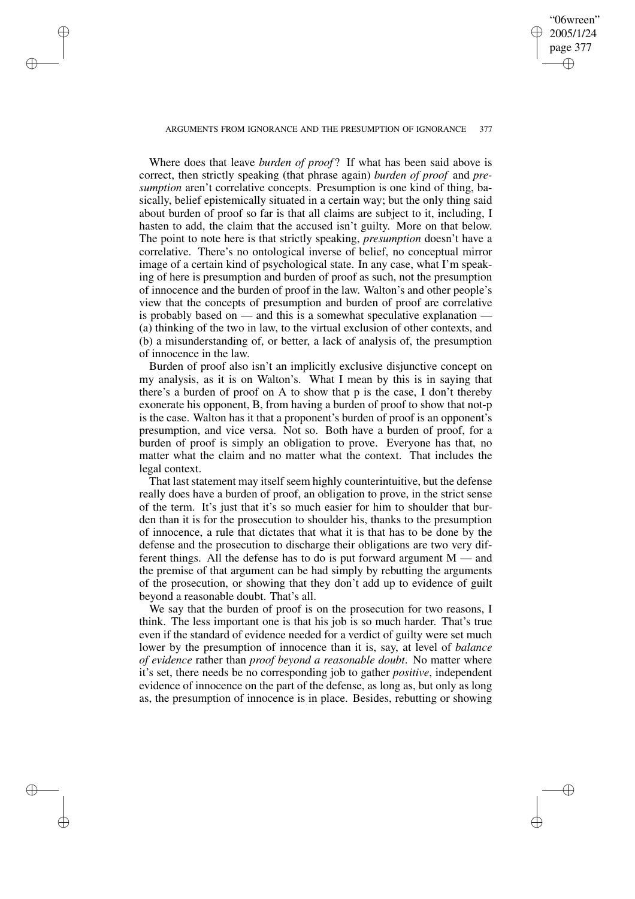Where does that leave *burden of proof*? If what has been said above is correct, then strictly speaking (that phrase again) *burden of proof* and *presumption* aren't correlative concepts. Presumption is one kind of thing, basically, belief epistemically situated in a certain way; but the only thing said about burden of proof so far is that all claims are subject to it, including, I hasten to add, the claim that the accused isn't guilty. More on that below. The point to note here is that strictly speaking, *presumption* doesn't have a correlative. There's no ontological inverse of belief, no conceptual mirror image of a certain kind of psychological state. In any case, what I'm speaking of here is presumption and burden of proof as such, not the presumption of innocence and the burden of proof in the law. Walton's and other people's view that the concepts of presumption and burden of proof are correlative is probably based on — and this is a somewhat speculative explanation — (a) thinking of the two in law, to the virtual exclusion of other contexts, and (b) a misunderstanding of, or better, a lack of analysis of, the presumption of innocence in the law.

Burden of proof also isn't an implicitly exclusive disjunctive concept on my analysis, as it is on Walton's. What I mean by this is in saying that there's a burden of proof on A to show that p is the case, I don't thereby exonerate his opponent, B, from having a burden of proof to show that not-p is the case. Walton has it that a proponent's burden of proof is an opponent's presumption, and vice versa. Not so. Both have a burden of proof, for a burden of proof is simply an obligation to prove. Everyone has that, no matter what the claim and no matter what the context. That includes the legal context.

That last statement may itself seem highly counterintuitive, but the defense really does have a burden of proof, an obligation to prove, in the strict sense of the term. It's just that it's so much easier for him to shoulder that burden than it is for the prosecution to shoulder his, thanks to the presumption of innocence, a rule that dictates that what it is that has to be done by the defense and the prosecution to discharge their obligations are two very different things. All the defense has to do is put forward argument M — and the premise of that argument can be had simply by rebutting the arguments of the prosecution, or showing that they don't add up to evidence of guilt beyond a reasonable doubt. That's all.

We say that the burden of proof is on the prosecution for two reasons, I think. The less important one is that his job is so much harder. That's true even if the standard of evidence needed for a verdict of guilty were set much lower by the presumption of innocence than it is, say, at level of *balance of evidence* rather than *proof beyond a reasonable doubt*. No matter where it's set, there needs be no corresponding job to gather *positive*, independent evidence of innocence on the part of the defense, as long as, but only as long as, the presumption of innocence is in place. Besides, rebutting or showing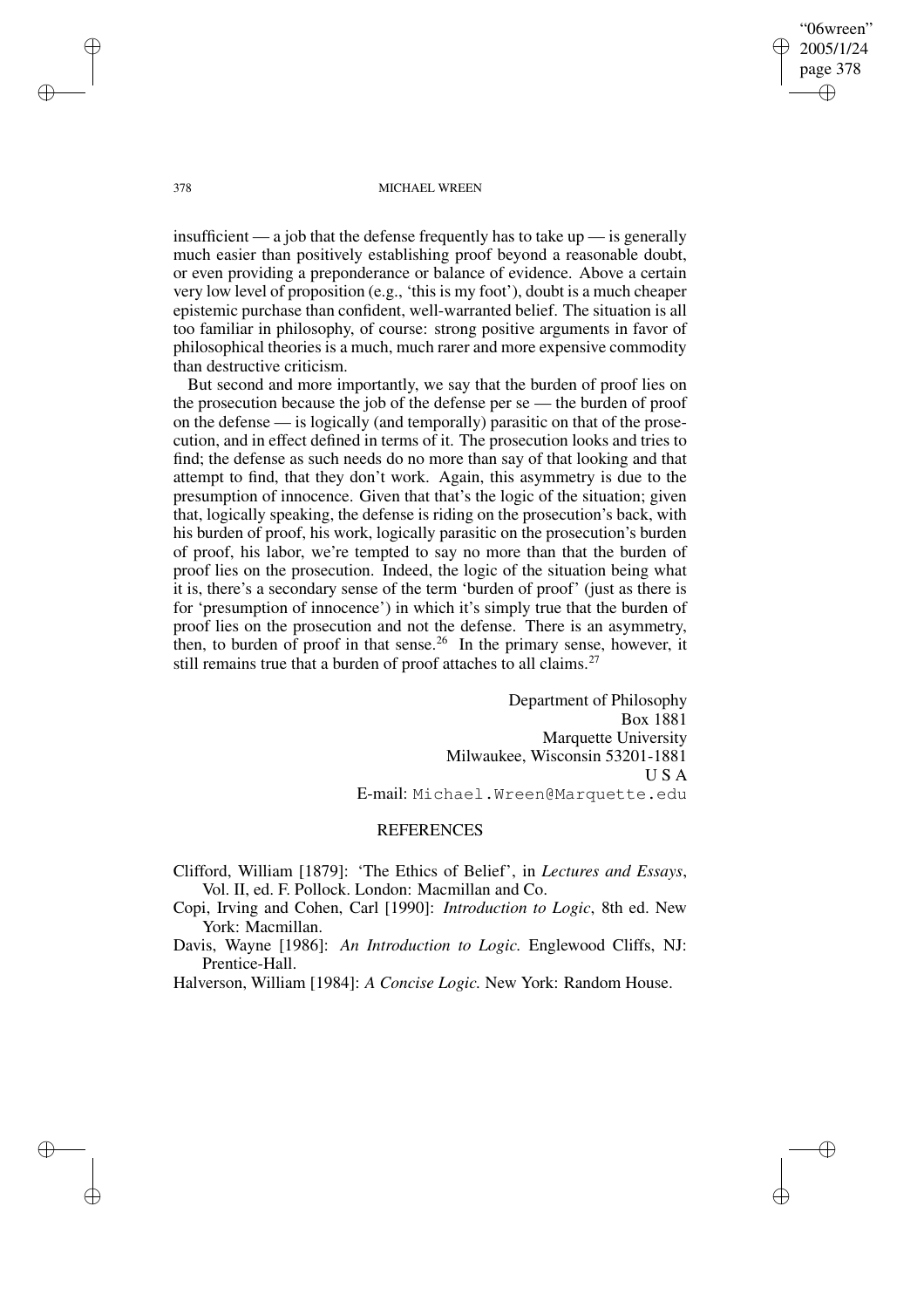insufficient — a job that the defense frequently has to take up — is generally much easier than positively establishing proof beyond a reasonable doubt, or even providing a preponderance or balance of evidence. Above a certain very low level of proposition (e.g., 'this is my foot'), doubt is a much cheaper epistemic purchase than confident, well-warranted belief. The situation is all too familiar in philosophy, of course: strong positive arguments in favor of philosophical theories is a much, much rarer and more expensive commodity than destructive criticism.

But second and more importantly, we say that the burden of proof lies on the prosecution because the job of the defense per se — the burden of proof on the defense — is logically (and temporally) parasitic on that of the prosecution, and in effect defined in terms of it. The prosecution looks and tries to find; the defense as such needs do no more than say of that looking and that attempt to find, that they don't work. Again, this asymmetry is due to the presumption of innocence. Given that that's the logic of the situation; given that, logically speaking, the defense is riding on the prosecution's back, with his burden of proof, his work, logically parasitic on the prosecution's burden of proof, his labor, we're tempted to say no more than that the burden of proof lies on the prosecution. Indeed, the logic of the situation being what it is, there's a secondary sense of the term 'burden of proof' (just as there is for 'presumption of innocence') in which it's simply true that the burden of proof lies on the prosecution and not the defense. There is an asymmetry, then, to burden of proof in that sense.[26] In the primary sense, however, it still remains true that a burden of proof attaches to all claims.[27]

Department of Philosophy
Box 1881
Marquette University
Milwaukee, Wisconsin 53201-1881
U S A
E-mail: Michael.Wreen@Marquette.edu

## REFERENCES

Clifford, William [1879]: 'The Ethics of Belief', in *Lectures and Essays*, Vol. II, ed. F. Pollock. London: Macmillan and Co.

Copi, Irving and Cohen, Carl [1990]: *Introduction to Logic*, 8th ed. New York: Macmillan.

Davis, Wayne [1986]: *An Introduction to Logic.* Englewood Cliffs, NJ: Prentice-Hall.

Halverson, William [1984]: *A Concise Logic.* New York: Random House.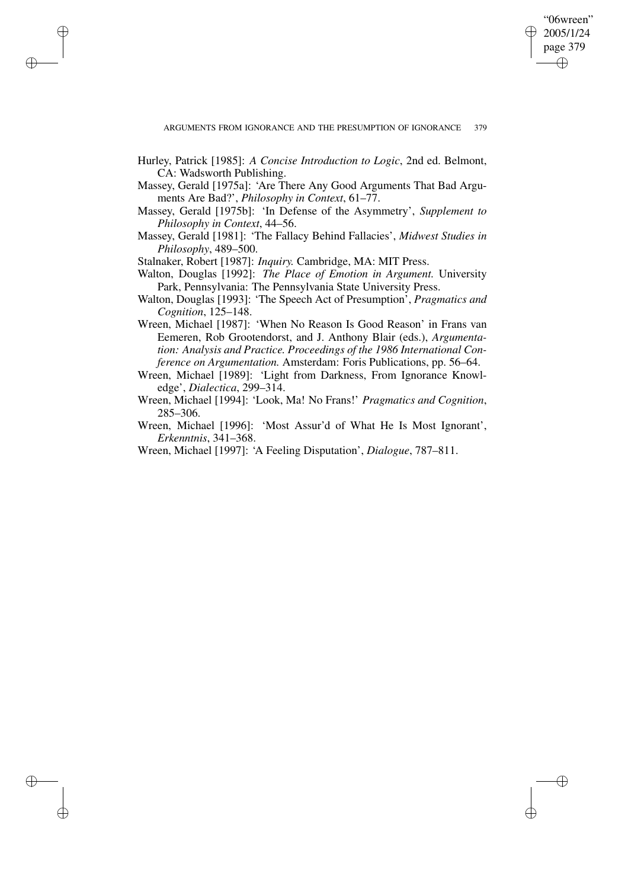Hurley, Patrick [1985]: *A Concise Introduction to Logic*, 2nd ed. Belmont, CA: Wadsworth Publishing.

Massey, Gerald [1975a]: 'Are There Any Good Arguments That Bad Arguments Are Bad?', *Philosophy in Context*, 61–77.

Massey, Gerald [1975b]: 'In Defense of the Asymmetry', *Supplement to Philosophy in Context*, 44–56.

Massey, Gerald [1981]: 'The Fallacy Behind Fallacies', *Midwest Studies in Philosophy*, 489–500.

Stalnaker, Robert [1987]: *Inquiry.* Cambridge, MA: MIT Press.

Walton, Douglas [1992]: *The Place of Emotion in Argument.* University Park, Pennsylvania: The Pennsylvania State University Press.

Walton, Douglas [1993]: 'The Speech Act of Presumption', *Pragmatics and Cognition*, 125–148.

Wreen, Michael [1987]: 'When No Reason Is Good Reason' in Frans van Eemeren, Rob Grootendorst, and J. Anthony Blair (eds.), *Argumentation: Analysis and Practice. Proceedings of the 1986 International Conference on Argumentation.* Amsterdam: Foris Publications, pp. 56–64.

Wreen, Michael [1989]: 'Light from Darkness, From Ignorance Knowledge', *Dialectica*, 299–314.

Wreen, Michael [1994]: 'Look, Ma! No Frans!' *Pragmatics and Cognition*, 285–306.

Wreen, Michael [1996]: 'Most Assur'd of What He Is Most Ignorant', *Erkenntnis*, 341–368.

Wreen, Michael [1997]: 'A Feeling Disputation', *Dialogue*, 787–811.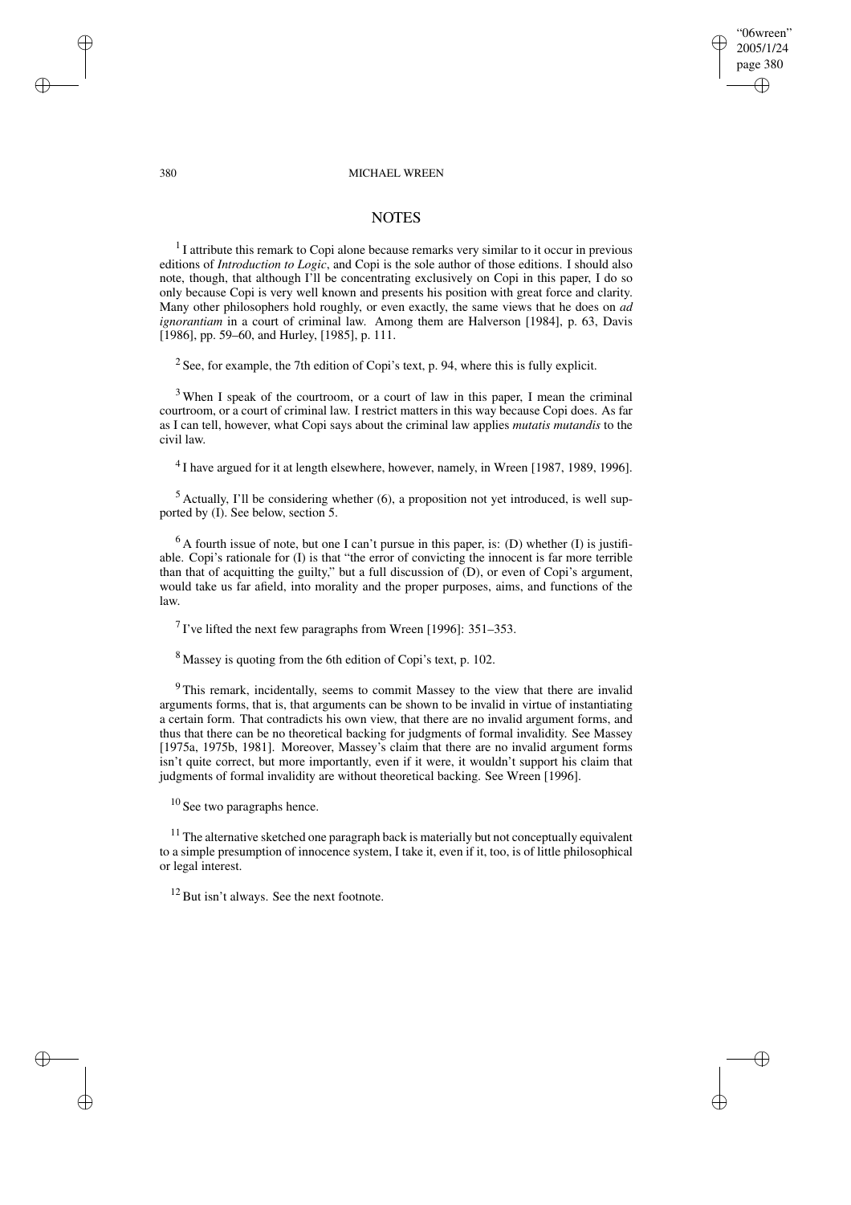## NOTES

[1] I attribute this remark to Copi alone because remarks very similar to it occur in previous editions of *Introduction to Logic*, and Copi is the sole author of those editions. I should also note, though, that although I'll be concentrating exclusively on Copi in this paper, I do so only because Copi is very well known and presents his position with great force and clarity. Many other philosophers hold roughly, or even exactly, the same views that he does on *ad ignorantiam* in a court of criminal law. Among them are Halverson [1984], p. 63, Davis [1986], pp. 59–60, and Hurley, [1985], p. 111.

[2] See, for example, the 7th edition of Copi's text, p. 94, where this is fully explicit.

[3] When I speak of the courtroom, or a court of law in this paper, I mean the criminal courtroom, or a court of criminal law. I restrict matters in this way because Copi does. As far as I can tell, however, what Copi says about the criminal law applies *mutatis mutandis* to the civil law.

[4] I have argued for it at length elsewhere, however, namely, in Wreen [1987, 1989, 1996].

[5] Actually, I'll be considering whether (6), a proposition not yet introduced, is well supported by (I). See below, section 5.

[6] A fourth issue of note, but one I can't pursue in this paper, is: (D) whether (I) is justifiable. Copi's rationale for (I) is that "the error of convicting the innocent is far more terrible than that of acquitting the guilty," but a full discussion of (D), or even of Copi's argument, would take us far afield, into morality and the proper purposes, aims, and functions of the law.

[7] I've lifted the next few paragraphs from Wreen [1996]: 351–353.

[8] Massey is quoting from the 6th edition of Copi's text, p. 102.

[9] This remark, incidentally, seems to commit Massey to the view that there are invalid arguments forms, that is, that arguments can be shown to be invalid in virtue of instantiating a certain form. That contradicts his own view, that there are no invalid argument forms, and thus that there can be no theoretical backing for judgments of formal invalidity. See Massey [1975a, 1975b, 1981]. Moreover, Massey's claim that there are no invalid argument forms isn't quite correct, but more importantly, even if it were, it wouldn't support his claim that judgments of formal invalidity are without theoretical backing. See Wreen [1996].

[10] See two paragraphs hence.

[11] The alternative sketched one paragraph back is materially but not conceptually equivalent to a simple presumption of innocence system, I take it, even if it, too, is of little philosophical or legal interest.

[12] But isn't always. See the next footnote.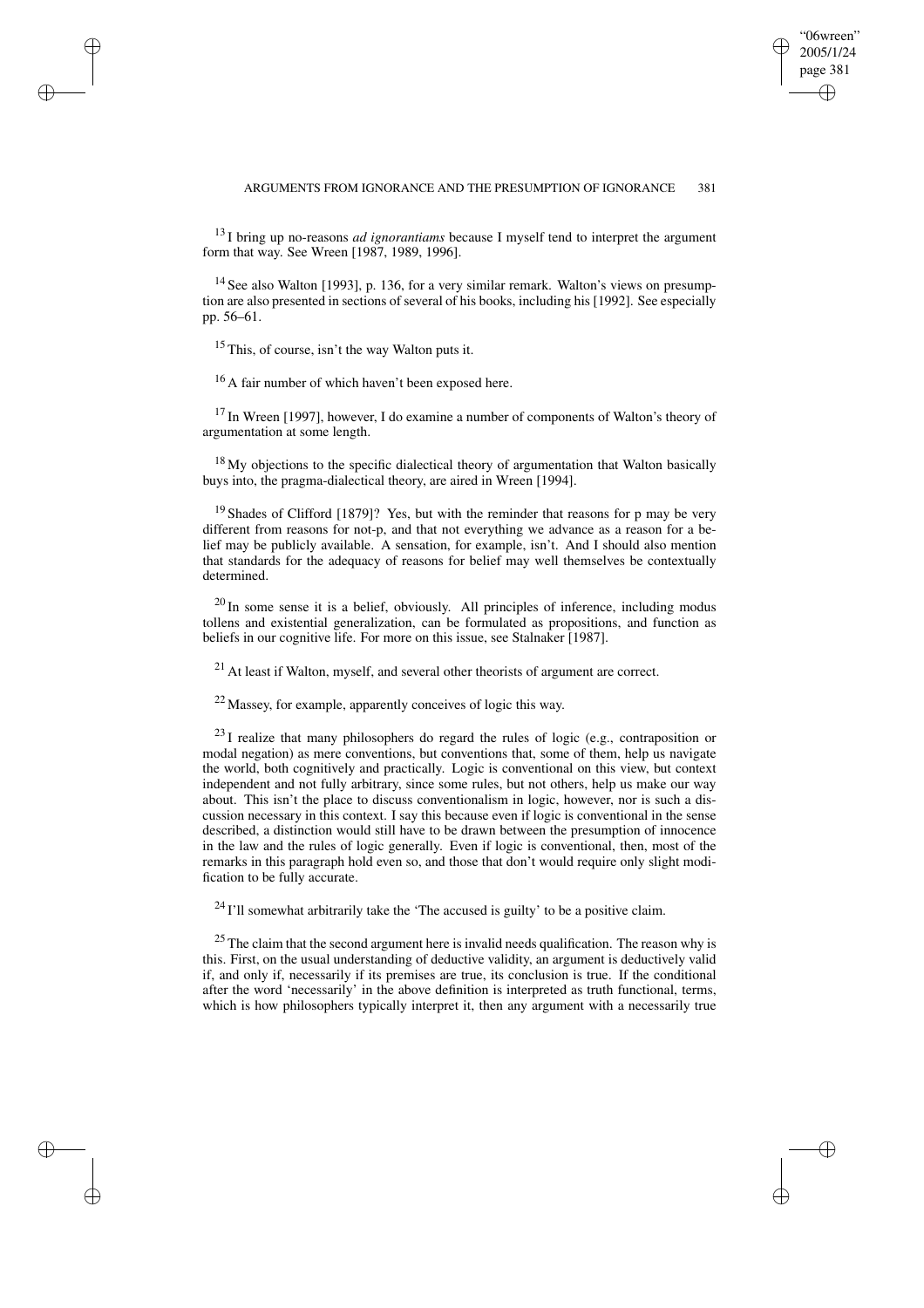[13] I bring up no-reasons *ad ignorantiams* because I myself tend to interpret the argument form that way. See Wreen [1987, 1989, 1996].

[14] See also Walton [1993], p. 136, for a very similar remark. Walton's views on presumption are also presented in sections of several of his books, including his [1992]. See especially pp. 56–61.

[15] This, of course, isn't the way Walton puts it.

[16] A fair number of which haven't been exposed here.

[17] In Wreen [1997], however, I do examine a number of components of Walton's theory of argumentation at some length.

[18] My objections to the specific dialectical theory of argumentation that Walton basically buys into, the pragma-dialectical theory, are aired in Wreen [1994].

[19] Shades of Clifford [1879]? Yes, but with the reminder that reasons for p may be very different from reasons for not-p, and that not everything we advance as a reason for a belief may be publicly available. A sensation, for example, isn't. And I should also mention that standards for the adequacy of reasons for belief may well themselves be contextually determined.

[20] In some sense it is a belief, obviously. All principles of inference, including modus tollens and existential generalization, can be formulated as propositions, and function as beliefs in our cognitive life. For more on this issue, see Stalnaker [1987].

[21] At least if Walton, myself, and several other theorists of argument are correct.

[22] Massey, for example, apparently conceives of logic this way.

[23] I realize that many philosophers do regard the rules of logic (e.g., contraposition or modal negation) as mere conventions, but conventions that, some of them, help us navigate the world, both cognitively and practically. Logic is conventional on this view, but context independent and not fully arbitrary, since some rules, but not others, help us make our way about. This isn't the place to discuss conventionalism in logic, however, nor is such a discussion necessary in this context. I say this because even if logic is conventional in the sense described, a distinction would still have to be drawn between the presumption of innocence in the law and the rules of logic generally. Even if logic is conventional, then, most of the remarks in this paragraph hold even so, and those that don't would require only slight modification to be fully accurate.

[24] I'll somewhat arbitrarily take the 'The accused is guilty' to be a positive claim.

[25] The claim that the second argument here is invalid needs qualification. The reason why is this. First, on the usual understanding of deductive validity, an argument is deductively valid if, and only if, necessarily if its premises are true, its conclusion is true. If the conditional after the word 'necessarily' in the above definition is interpreted as truth functional, terms, which is how philosophers typically interpret it, then any argument with a necessarily true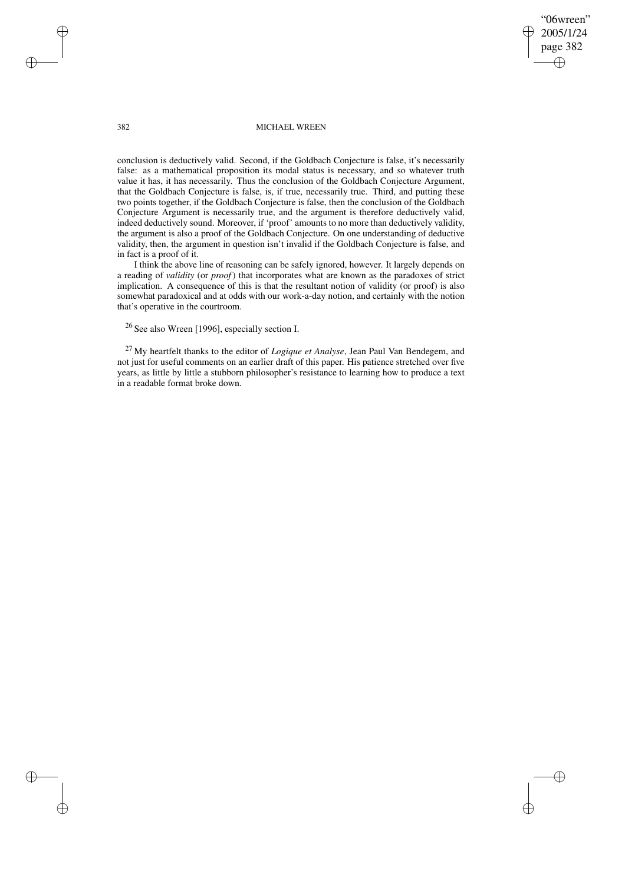conclusion is deductively valid. Second, if the Goldbach Conjecture is false, it's necessarily false: as a mathematical proposition its modal status is necessary, and so whatever truth value it has, it has necessarily. Thus the conclusion of the Goldbach Conjecture Argument, that the Goldbach Conjecture is false, is, if true, necessarily true. Third, and putting these two points together, if the Goldbach Conjecture is false, then the conclusion of the Goldbach Conjecture Argument is necessarily true, and the argument is therefore deductively valid, indeed deductively sound. Moreover, if 'proof' amounts to no more than deductively validity, the argument is also a proof of the Goldbach Conjecture. On one understanding of deductive validity, then, the argument in question isn't invalid if the Goldbach Conjecture is false, and in fact is a proof of it.

I think the above line of reasoning can be safely ignored, however. It largely depends on a reading of *validity* (or *proof*) that incorporates what are known as the paradoxes of strict implication. A consequence of this is that the resultant notion of validity (or proof) is also somewhat paradoxical and at odds with our work-a-day notion, and certainly with the notion that's operative in the courtroom.

[26] See also Wreen [1996], especially section I.

[27] My heartfelt thanks to the editor of *Logique et Analyse*, Jean Paul Van Bendegem, and not just for useful comments on an earlier draft of this paper. His patience stretched over five years, as little by little a stubborn philosopher's resistance to learning how to produce a text in a readable format broke down.